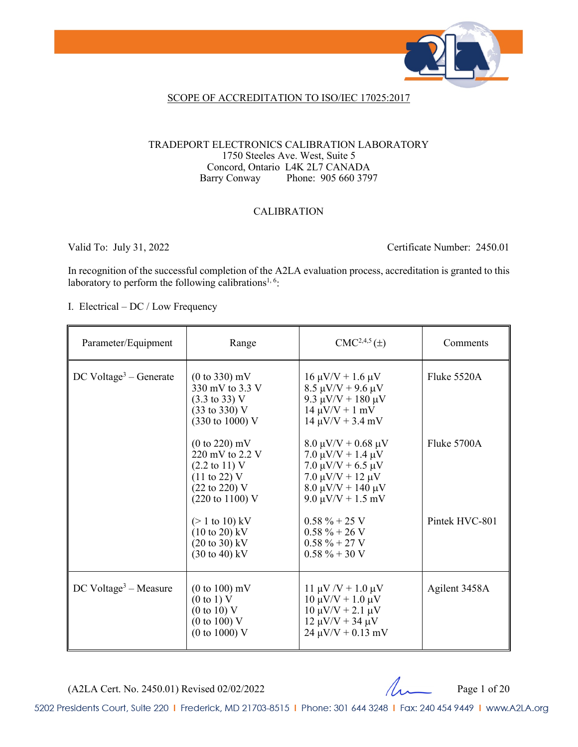SCOPE OF ACCREDITATION TO ISO/IEC 17025:2017

TRADEPORT ELECTRONICS CALIBRATION LABORATORY
1750 Steeles Ave. West, Suite 5
Concord, Ontario L4K 2L7 CANADA
Barry Conway Phone: 905 660 3797

CALIBRATION

Valid To: July 31, 2022 Certificate Number: 2450.01

In recognition of the successful completion of the A2LA evaluation process, accreditation is granted to this laboratory to perform the following calibrations[1, 6]:

I. Electrical – DC / Low Frequency

| Parameter/Equipment | Range | CMC[2,4,5] (±) | Comments |
|---|---|---|---|
| DC Voltage[3] – Generate | (0 to 330) mV<br>330 mV to 3.3 V<br>(3.3 to 33) V<br>(33 to 330) V<br>(330 to 1000) V | 16 µV/V + 1.6 µV<br>8.5 µV/V + 9.6 µV<br>9.3 µV/V + 180 µV<br>14 µV/V + 1 mV<br>14 µV/V + 3.4 mV | Fluke 5520A |
| | (0 to 220) mV<br>220 mV to 2.2 V<br>(2.2 to 11) V<br>(11 to 22) V<br>(22 to 220) V<br>(220 to 1100) V | 8.0 µV/V + 0.68 µV<br>7.0 µV/V + 1.4 µV<br>7.0 µV/V + 6.5 µV<br>7.0 µV/V + 12 µV<br>8.0 µV/V + 140 µV<br>9.0 µV/V + 1.5 mV | Fluke 5700A |
| | (> 1 to 10) kV<br>(10 to 20) kV<br>(20 to 30) kV<br>(30 to 40) kV | 0.58 % + 25 V<br>0.58 % + 26 V<br>0.58 % + 27 V<br>0.58 % + 30 V | Pintek HVC-801 |
| DC Voltage[3] – Measure | (0 to 100) mV<br>(0 to 1) V<br>(0 to 10) V<br>(0 to 100) V<br>(0 to 1000) V | 11 µV /V + 1.0 µV<br>10 µV/V + 1.0 µV<br>10 µV/V + 2.1 µV<br>12 µV/V + 34 µV<br>24 µV/V + 0.13 mV | Agilent 3458A |

(A2LA Cert. No. 2450.01) Revised 02/02/2022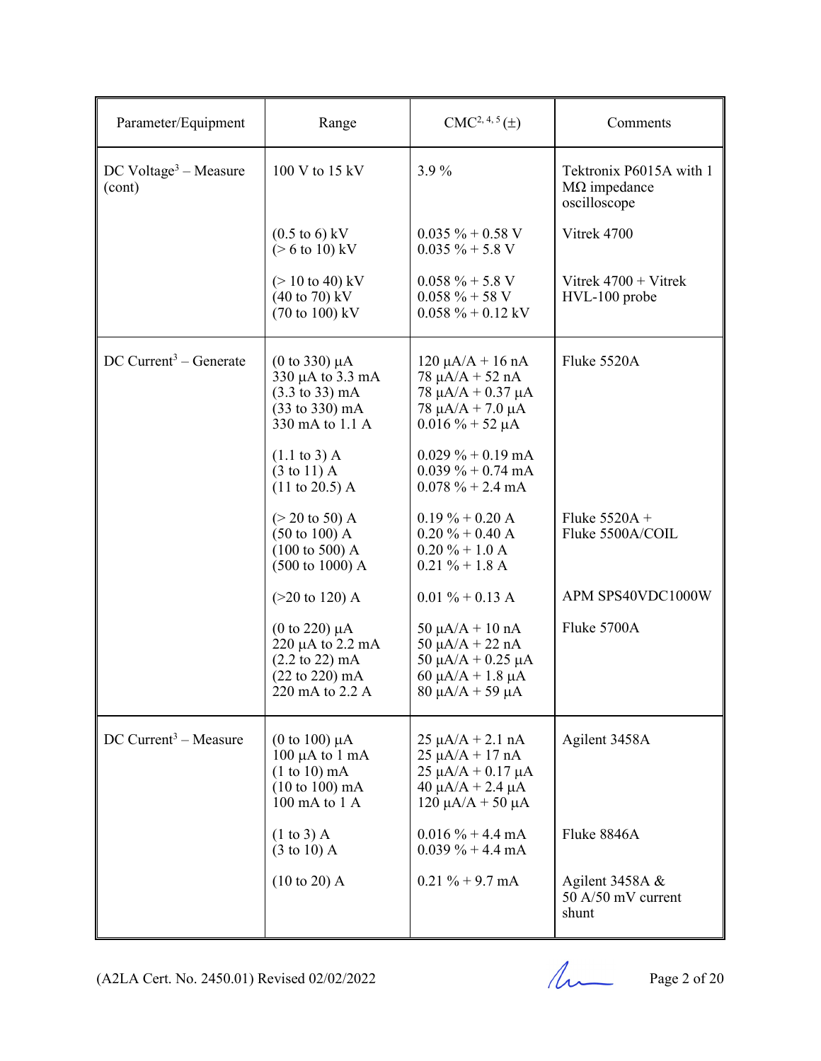| Parameter/Equipment | Range | CMC[2, 4, 5] (±) | Comments |
|---|---|---|---|
| DC Voltage[3] – Measure (cont) | 100 V to 15 kV | 3.9 % | Tektronix P6015A with 1 MΩ impedance oscilloscope |
| | (0.5 to 6) kV<br>(> 6 to 10) kV | 0.035 % + 0.58 V<br>0.035 % + 5.8 V | Vitrek 4700 |
| | (> 10 to 40) kV<br>(40 to 70) kV<br>(70 to 100) kV | 0.058 % + 5.8 V<br>0.058 % + 58 V<br>0.058 % + 0.12 kV | Vitrek 4700 + Vitrek HVL-100 probe |
| DC Current[3] – Generate | (0 to 330) µA<br>330 µA to 3.3 mA<br>(3.3 to 33) mA<br>(33 to 330) mA<br>330 mA to 1.1 A | 120 µA/A + 16 nA<br>78 µA/A + 52 nA<br>78 µA/A + 0.37 µA<br>78 µA/A + 7.0 µA<br>0.016 % + 52 µA | Fluke 5520A |
| | (1.1 to 3) A<br>(3 to 11) A<br>(11 to 20.5) A | 0.029 % + 0.19 mA<br>0.039 % + 0.74 mA<br>0.078 % + 2.4 mA | |
| | (> 20 to 50) A<br>(50 to 100) A<br>(100 to 500) A<br>(500 to 1000) A | 0.19 % + 0.20 A<br>0.20 % + 0.40 A<br>0.20 % + 1.0 A<br>0.21 % + 1.8 A | Fluke 5520A + Fluke 5500A/COIL |
| | (>20 to 120) A | 0.01 % + 0.13 A | APM SPS40VDC1000W |
| | (0 to 220) µA<br>220 µA to 2.2 mA<br>(2.2 to 22) mA<br>(22 to 220) mA<br>220 mA to 2.2 A | 50 µA/A + 10 nA<br>50 µA/A + 22 nA<br>50 µA/A + 0.25 µA<br>60 µA/A + 1.8 µA<br>80 µA/A + 59 µA | Fluke 5700A |
| DC Current[3] – Measure | (0 to 100) µA<br>100 µA to 1 mA<br>(1 to 10) mA<br>(10 to 100) mA<br>100 mA to 1 A | 25 µA/A + 2.1 nA<br>25 µA/A + 17 nA<br>25 µA/A + 0.17 µA<br>40 µA/A + 2.4 µA<br>120 µA/A + 50 µA | Agilent 3458A |
| | (1 to 3) A<br>(3 to 10) A | 0.016 % + 4.4 mA<br>0.039 % + 4.4 mA | Fluke 8846A |
| | (10 to 20) A | 0.21 % + 9.7 mA | Agilent 3458A & 50 A/50 mV current shunt |

(A2LA Cert. No. 2450.01) Revised 02/02/2022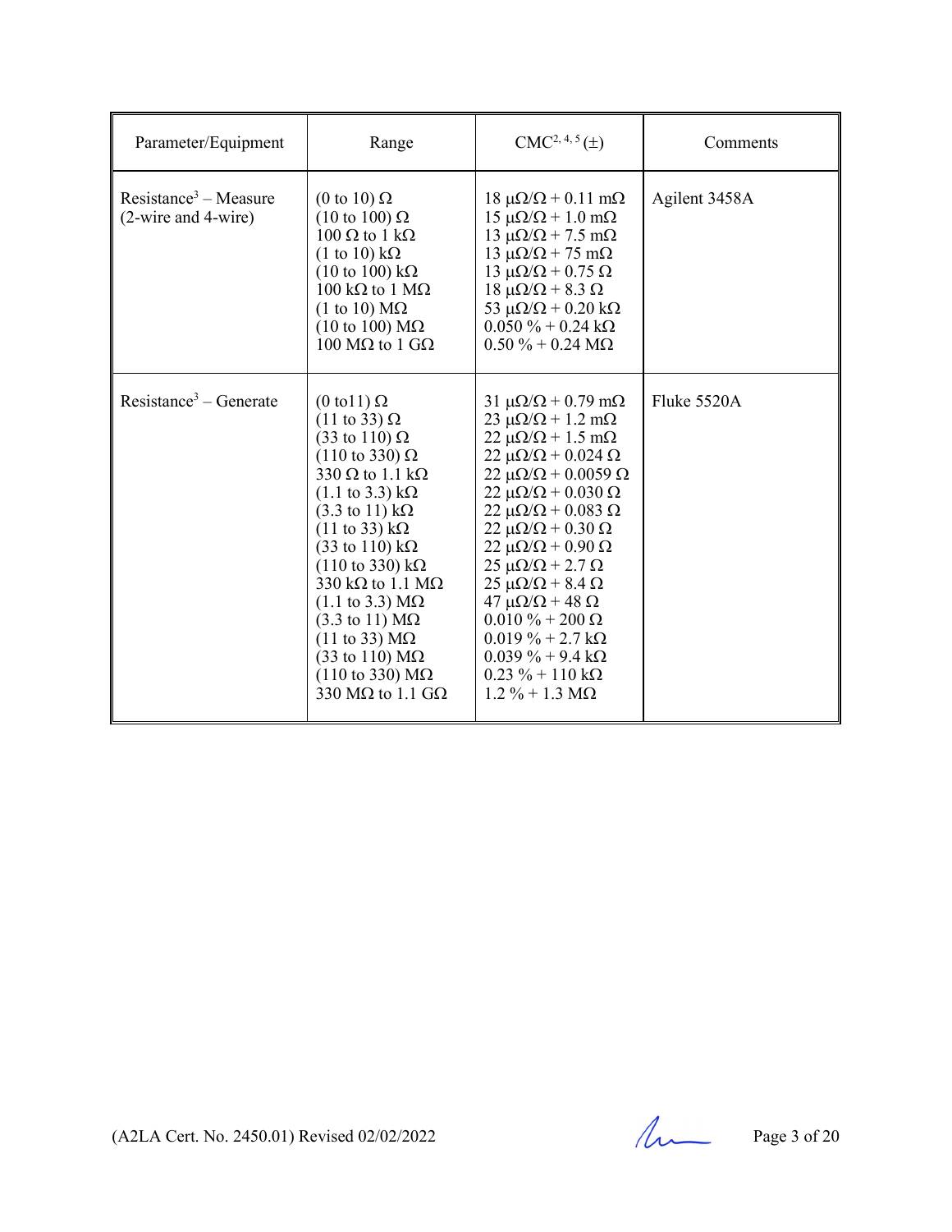| Parameter/Equipment | Range | CMC[2, 4, 5] (±) | Comments |
|---|---|---|---|
| Resistance[3] – Measure (2-wire and 4-wire) | (0 to 10) Ω<br>(10 to 100) Ω<br>100 Ω to 1 kΩ<br>(1 to 10) kΩ<br>(10 to 100) kΩ<br>100 kΩ to 1 MΩ<br>(1 to 10) MΩ<br>(10 to 100) MΩ<br>100 MΩ to 1 GΩ | 18 μΩ/Ω + 0.11 mΩ<br>15 μΩ/Ω + 1.0 mΩ<br>13 μΩ/Ω + 7.5 mΩ<br>13 μΩ/Ω + 75 mΩ<br>13 μΩ/Ω + 0.75 Ω<br>18 μΩ/Ω + 8.3 Ω<br>53 μΩ/Ω + 0.20 kΩ<br>0.050 % + 0.24 kΩ<br>0.50 % + 0.24 MΩ | Agilent 3458A |
| Resistance[3] – Generate | (0 to11) Ω<br>(11 to 33) Ω<br>(33 to 110) Ω<br>(110 to 330) Ω<br>330 Ω to 1.1 kΩ<br>(1.1 to 3.3) kΩ<br>(3.3 to 11) kΩ<br>(11 to 33) kΩ<br>(33 to 110) kΩ<br>(110 to 330) kΩ<br>330 kΩ to 1.1 MΩ<br>(1.1 to 3.3) MΩ<br>(3.3 to 11) MΩ<br>(11 to 33) MΩ<br>(33 to 110) MΩ<br>(110 to 330) MΩ<br>330 MΩ to 1.1 GΩ | 31 μΩ/Ω + 0.79 mΩ<br>23 μΩ/Ω + 1.2 mΩ<br>22 μΩ/Ω + 1.5 mΩ<br>22 μΩ/Ω + 0.024 Ω<br>22 μΩ/Ω + 0.0059 Ω<br>22 μΩ/Ω + 0.030 Ω<br>22 μΩ/Ω + 0.083 Ω<br>22 μΩ/Ω + 0.30 Ω<br>22 μΩ/Ω + 0.90 Ω<br>25 μΩ/Ω + 2.7 Ω<br>25 μΩ/Ω + 8.4 Ω<br>47 μΩ/Ω + 48 Ω<br>0.010 % + 200 Ω<br>0.019 % + 2.7 kΩ<br>0.039 % + 9.4 kΩ<br>0.23 % + 110 kΩ<br>1.2 % + 1.3 MΩ | Fluke 5520A |

(A2LA Cert. No. 2450.01) Revised 02/02/2022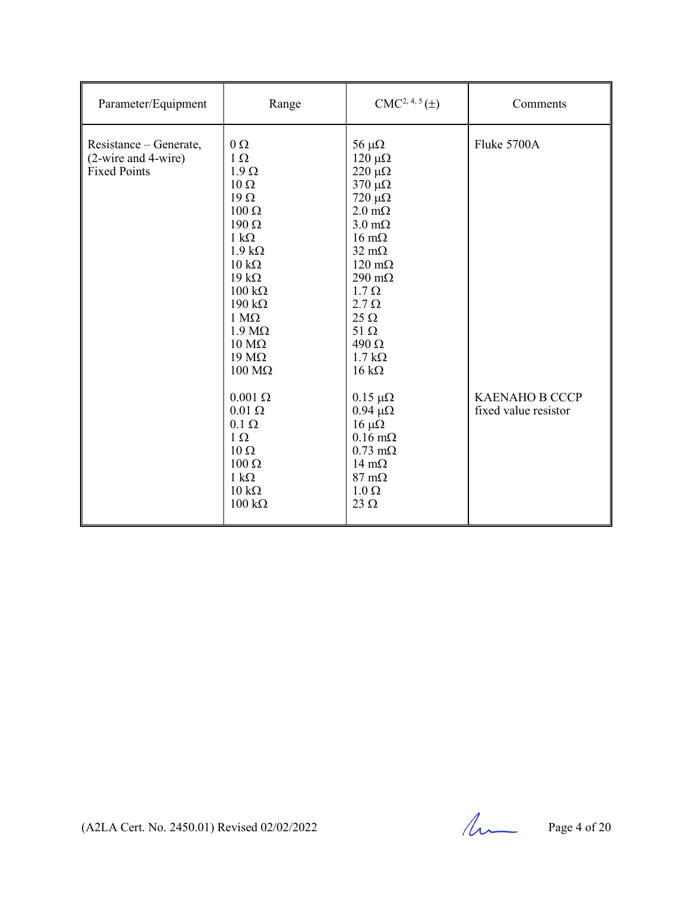| Parameter/Equipment | Range | CMC[2, 4, 5] (±) | Comments |
|---|---|---|---|
| Resistance – Generate, (2-wire and 4-wire) Fixed Points | 0 Ω | 56 μΩ | Fluke 5700A |
| | 1 Ω | 120 μΩ | |
| | 1.9 Ω | 220 μΩ | |
| | 10 Ω | 370 μΩ | |
| | 19 Ω | 720 μΩ | |
| | 100 Ω | 2.0 mΩ | |
| | 190 Ω | 3.0 mΩ | |
| | 1 kΩ | 16 mΩ | |
| | 1.9 kΩ | 32 mΩ | |
| | 10 kΩ | 120 mΩ | |
| | 19 kΩ | 290 mΩ | |
| | 100 kΩ | 1.7 Ω | |
| | 190 kΩ | 2.7 Ω | |
| | 1 MΩ | 25 Ω | |
| | 1.9 MΩ | 51 Ω | |
| | 10 MΩ | 490 Ω | |
| | 19 MΩ | 1.7 kΩ | |
| | 100 MΩ | 16 kΩ | |
| | 0.001 Ω | 0.15 μΩ | KAENAHO B CCCP fixed value resistor |
| | 0.01 Ω | 0.94 μΩ | |
| | 0.1 Ω | 16 μΩ | |
| | 1 Ω | 0.16 mΩ | |
| | 10 Ω | 0.73 mΩ | |
| | 100 Ω | 14 mΩ | |
| | 1 kΩ | 87 mΩ | |
| | 10 kΩ | 1.0 Ω | |
| | 100 kΩ | 23 Ω | |

(A2LA Cert. No. 2450.01) Revised 02/02/2022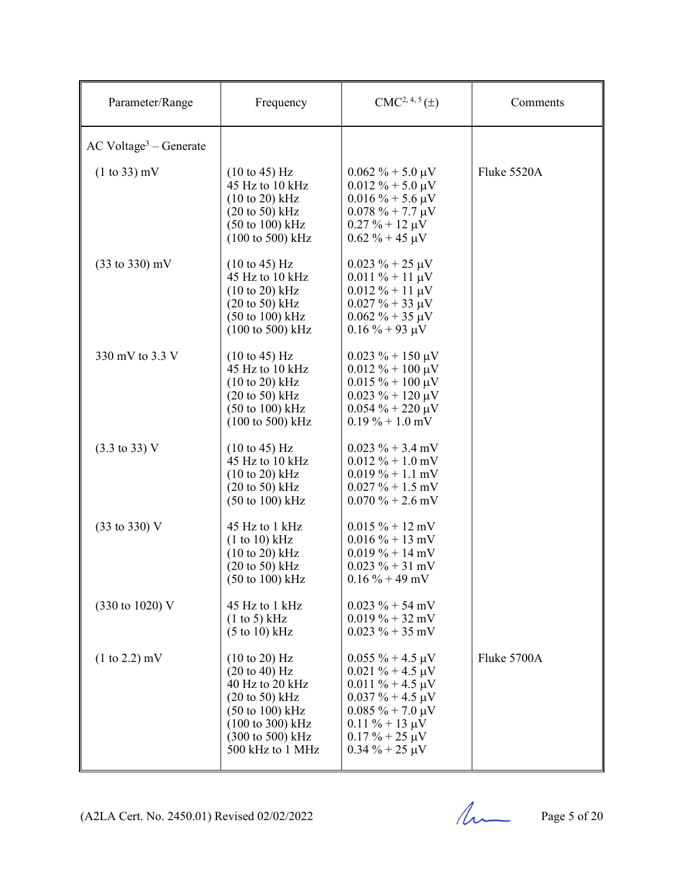| Parameter/Range | Frequency | CMC[2, 4, 5] (±) | Comments |
|---|---|---|---|
| AC Voltage[3] – Generate | | | |
| (1 to 33) mV | (10 to 45) Hz<br>45 Hz to 10 kHz<br>(10 to 20) kHz<br>(20 to 50) kHz<br>(50 to 100) kHz<br>(100 to 500) kHz | 0.062 % + 5.0 µV<br>0.012 % + 5.0 µV<br>0.016 % + 5.6 µV<br>0.078 % + 7.7 µV<br>0.27 % + 12 µV<br>0.62 % + 45 µV | Fluke 5520A |
| (33 to 330) mV | (10 to 45) Hz<br>45 Hz to 10 kHz<br>(10 to 20) kHz<br>(20 to 50) kHz<br>(50 to 100) kHz<br>(100 to 500) kHz | 0.023 % + 25 µV<br>0.011 % + 11 µV<br>0.012 % + 11 µV<br>0.027 % + 33 µV<br>0.062 % + 35 µV<br>0.16 % + 93 µV | |
| 330 mV to 3.3 V | (10 to 45) Hz<br>45 Hz to 10 kHz<br>(10 to 20) kHz<br>(20 to 50) kHz<br>(50 to 100) kHz<br>(100 to 500) kHz | 0.023 % + 150 µV<br>0.012 % + 100 µV<br>0.015 % + 100 µV<br>0.023 % + 120 µV<br>0.054 % + 220 µV<br>0.19 % + 1.0 mV | |
| (3.3 to 33) V | (10 to 45) Hz<br>45 Hz to 10 kHz<br>(10 to 20) kHz<br>(20 to 50) kHz<br>(50 to 100) kHz | 0.023 % + 3.4 mV<br>0.012 % + 1.0 mV<br>0.019 % + 1.1 mV<br>0.027 % + 1.5 mV<br>0.070 % + 2.6 mV | |
| (33 to 330) V | 45 Hz to 1 kHz<br>(1 to 10) kHz<br>(10 to 20) kHz<br>(20 to 50) kHz<br>(50 to 100) kHz | 0.015 % + 12 mV<br>0.016 % + 13 mV<br>0.019 % + 14 mV<br>0.023 % + 31 mV<br>0.16 % + 49 mV | |
| (330 to 1020) V | 45 Hz to 1 kHz<br>(1 to 5) kHz<br>(5 to 10) kHz | 0.023 % + 54 mV<br>0.019 % + 32 mV<br>0.023 % + 35 mV | |
| (1 to 2.2) mV | (10 to 20) Hz<br>(20 to 40) Hz<br>40 Hz to 20 kHz<br>(20 to 50) kHz<br>(50 to 100) kHz<br>(100 to 300) kHz<br>(300 to 500) kHz<br>500 kHz to 1 MHz | 0.055 % + 4.5 µV<br>0.021 % + 4.5 µV<br>0.011 % + 4.5 µV<br>0.037 % + 4.5 µV<br>0.085 % + 7.0 µV<br>0.11 % + 13 µV<br>0.17 % + 25 µV<br>0.34 % + 25 µV | Fluke 5700A |

(A2LA Cert. No. 2450.01) Revised 02/02/2022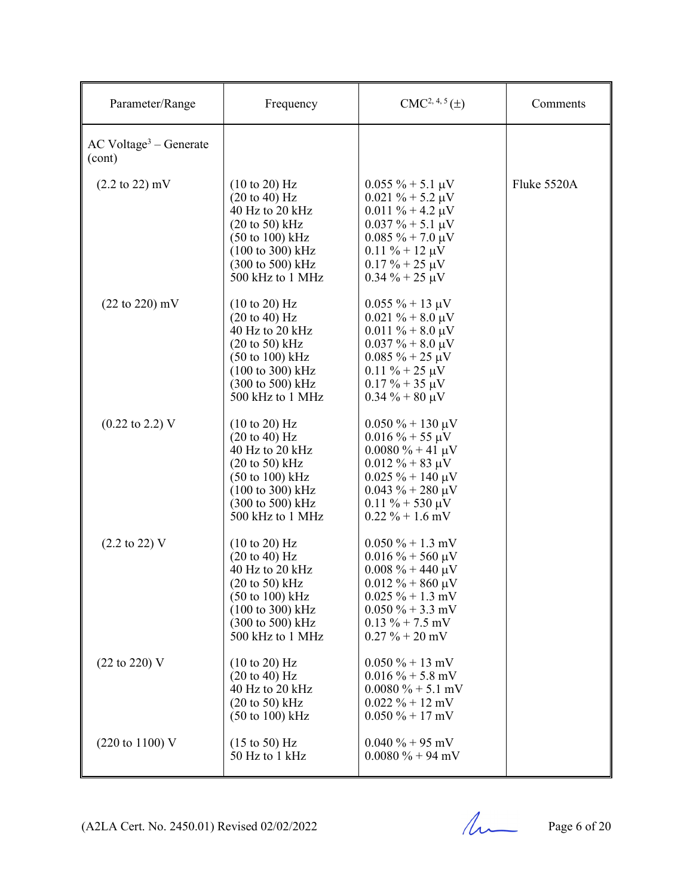| Parameter/Range | Frequency | CMC[2, 4, 5] (±) | Comments |
|---|---|---|---|
| AC Voltage[3] – Generate (cont) | | | |
| (2.2 to 22) mV | (10 to 20) Hz<br>(20 to 40) Hz<br>40 Hz to 20 kHz<br>(20 to 50) kHz<br>(50 to 100) kHz<br>(100 to 300) kHz<br>(300 to 500) kHz<br>500 kHz to 1 MHz | 0.055 % + 5.1 µV<br>0.021 % + 5.2 µV<br>0.011 % + 4.2 µV<br>0.037 % + 5.1 µV<br>0.085 % + 7.0 µV<br>0.11 % + 12 µV<br>0.17 % + 25 µV<br>0.34 % + 25 µV | Fluke 5520A |
| (22 to 220) mV | (10 to 20) Hz<br>(20 to 40) Hz<br>40 Hz to 20 kHz<br>(20 to 50) kHz<br>(50 to 100) kHz<br>(100 to 300) kHz<br>(300 to 500) kHz<br>500 kHz to 1 MHz | 0.055 % + 13 µV<br>0.021 % + 8.0 µV<br>0.011 % + 8.0 µV<br>0.037 % + 8.0 µV<br>0.085 % + 25 µV<br>0.11 % + 25 µV<br>0.17 % + 35 µV<br>0.34 % + 80 µV | |
| (0.22 to 2.2) V | (10 to 20) Hz<br>(20 to 40) Hz<br>40 Hz to 20 kHz<br>(20 to 50) kHz<br>(50 to 100) kHz<br>(100 to 300) kHz<br>(300 to 500) kHz<br>500 kHz to 1 MHz | 0.050 % + 130 µV<br>0.016 % + 55 µV<br>0.0080 % + 41 µV<br>0.012 % + 83 µV<br>0.025 % + 140 µV<br>0.043 % + 280 µV<br>0.11 % + 530 µV<br>0.22 % + 1.6 mV | |
| (2.2 to 22) V | (10 to 20) Hz<br>(20 to 40) Hz<br>40 Hz to 20 kHz<br>(20 to 50) kHz<br>(50 to 100) kHz<br>(100 to 300) kHz<br>(300 to 500) kHz<br>500 kHz to 1 MHz | 0.050 % + 1.3 mV<br>0.016 % + 560 µV<br>0.008 % + 440 µV<br>0.012 % + 860 µV<br>0.025 % + 1.3 mV<br>0.050 % + 3.3 mV<br>0.13 % + 7.5 mV<br>0.27 % + 20 mV | |
| (22 to 220) V | (10 to 20) Hz<br>(20 to 40) Hz<br>40 Hz to 20 kHz<br>(20 to 50) kHz<br>(50 to 100) kHz | 0.050 % + 13 mV<br>0.016 % + 5.8 mV<br>0.0080 % + 5.1 mV<br>0.022 % + 12 mV<br>0.050 % + 17 mV | |
| (220 to 1100) V | (15 to 50) Hz<br>50 Hz to 1 kHz | 0.040 % + 95 mV<br>0.0080 % + 94 mV | |

(A2LA Cert. No. 2450.01) Revised 02/02/2022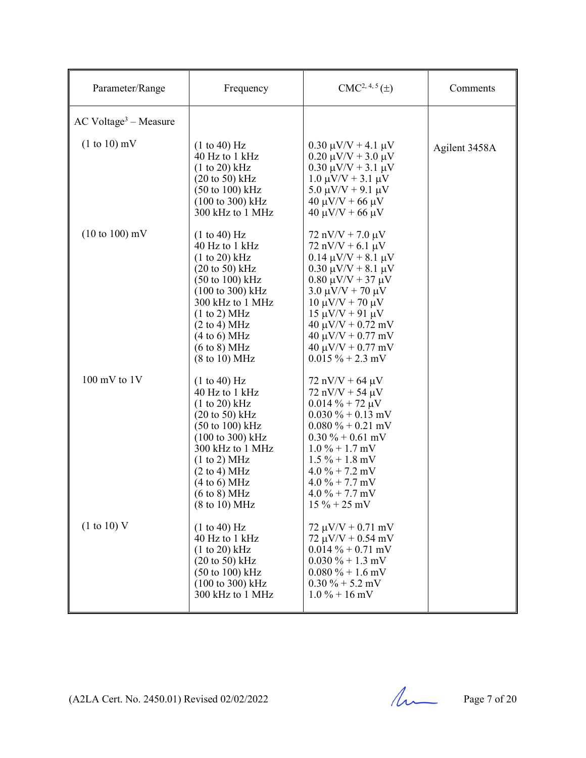| Parameter/Range | Frequency | CMC[2, 4, 5] (±) | Comments |
|---|---|---|---|
| AC Voltage[3] – Measure | | | |
| (1 to 10) mV | (1 to 40) Hz | 0.30 µV/V + 4.1 µV | Agilent 3458A |
| | 40 Hz to 1 kHz | 0.20 µV/V + 3.0 µV | |
| | (1 to 20) kHz | 0.30 µV/V + 3.1 µV | |
| | (20 to 50) kHz | 1.0 µV/V + 3.1 µV | |
| | (50 to 100) kHz | 5.0 µV/V + 9.1 µV | |
| | (100 to 300) kHz | 40 µV/V + 66 µV | |
| | 300 kHz to 1 MHz | 40 µV/V + 66 µV | |
| (10 to 100) mV | (1 to 40) Hz | 72 nV/V + 7.0 µV | |
| | 40 Hz to 1 kHz | 72 nV/V + 6.1 µV | |
| | (1 to 20) kHz | 0.14 µV/V + 8.1 µV | |
| | (20 to 50) kHz | 0.30 µV/V + 8.1 µV | |
| | (50 to 100) kHz | 0.80 µV/V + 37 µV | |
| | (100 to 300) kHz | 3.0 µV/V + 70 µV | |
| | 300 kHz to 1 MHz | 10 µV/V + 70 µV | |
| | (1 to 2) MHz | 15 µV/V + 91 µV | |
| | (2 to 4) MHz | 40 µV/V + 0.72 mV | |
| | (4 to 6) MHz | 40 µV/V + 0.77 mV | |
| | (6 to 8) MHz | 40 µV/V + 0.77 mV | |
| | (8 to 10) MHz | 0.015 % + 2.3 mV | |
| 100 mV to 1V | (1 to 40) Hz | 72 nV/V + 64 µV | |
| | 40 Hz to 1 kHz | 72 nV/V + 54 µV | |
| | (1 to 20) kHz | 0.014 % + 72 µV | |
| | (20 to 50) kHz | 0.030 % + 0.13 mV | |
| | (50 to 100) kHz | 0.080 % + 0.21 mV | |
| | (100 to 300) kHz | 0.30 % + 0.61 mV | |
| | 300 kHz to 1 MHz | 1.0 % + 1.7 mV | |
| | (1 to 2) MHz | 1.5 % + 1.8 mV | |
| | (2 to 4) MHz | 4.0 % + 7.2 mV | |
| | (4 to 6) MHz | 4.0 % + 7.7 mV | |
| | (6 to 8) MHz | 4.0 % + 7.7 mV | |
| | (8 to 10) MHz | 15 % + 25 mV | |
| (1 to 10) V | (1 to 40) Hz | 72 µV/V + 0.71 mV | |
| | 40 Hz to 1 kHz | 72 µV/V + 0.54 mV | |
| | (1 to 20) kHz | 0.014 % + 0.71 mV | |
| | (20 to 50) kHz | 0.030 % + 1.3 mV | |
| | (50 to 100) kHz | 0.080 % + 1.6 mV | |
| | (100 to 300) kHz | 0.30 % + 5.2 mV | |
| | 300 kHz to 1 MHz | 1.0 % + 16 mV | |

(A2LA Cert. No. 2450.01) Revised 02/02/2022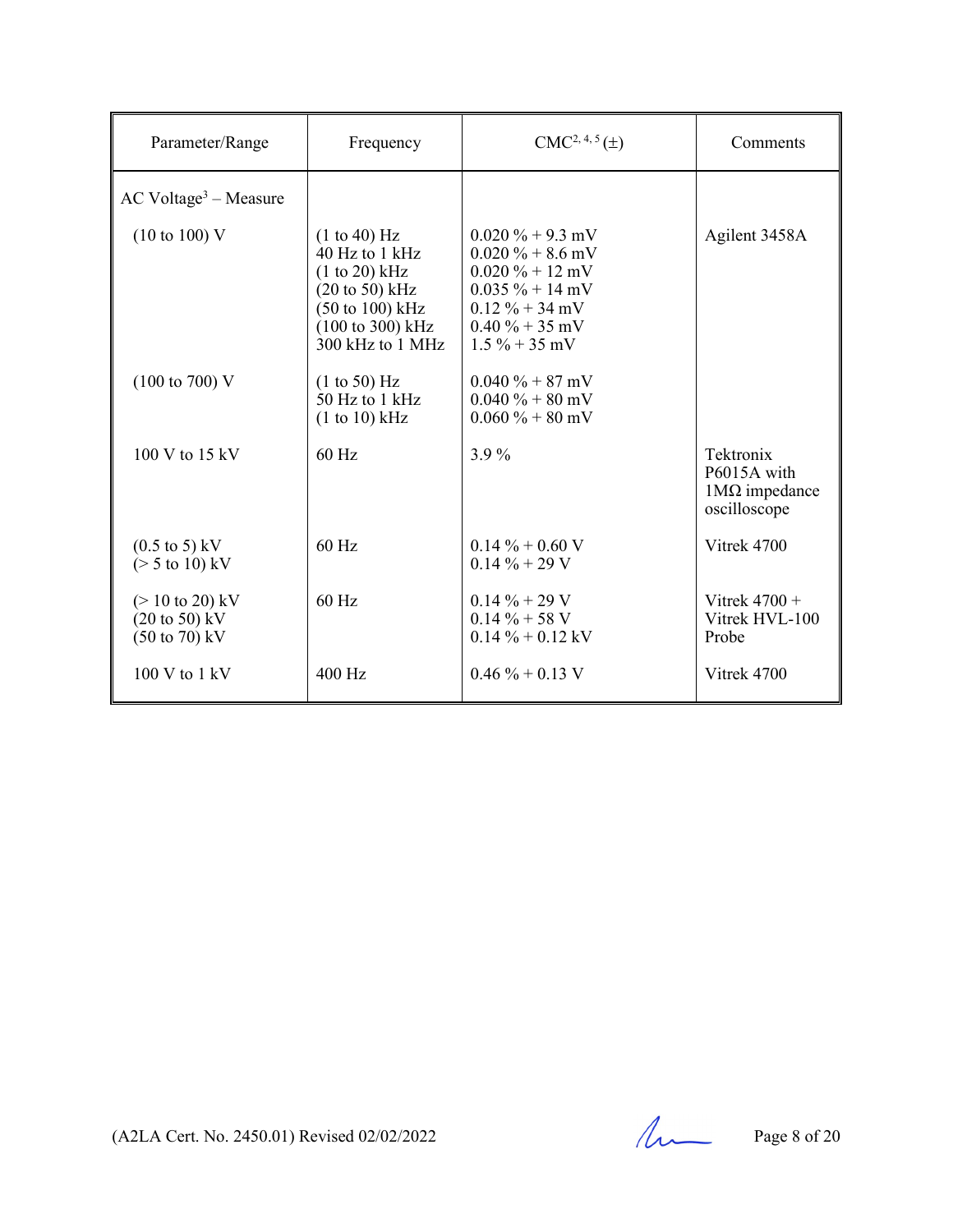| Parameter/Range | Frequency | CMC[2, 4, 5] (±) | Comments |
|---|---|---|---|
| AC Voltage[3] – Measure | | | |
| (10 to 100) V | (1 to 40) Hz<br>40 Hz to 1 kHz<br>(1 to 20) kHz<br>(20 to 50) kHz<br>(50 to 100) kHz<br>(100 to 300) kHz<br>300 kHz to 1 MHz | 0.020 % + 9.3 mV<br>0.020 % + 8.6 mV<br>0.020 % + 12 mV<br>0.035 % + 14 mV<br>0.12 % + 34 mV<br>0.40 % + 35 mV<br>1.5 % + 35 mV | Agilent 3458A |
| (100 to 700) V | (1 to 50) Hz<br>50 Hz to 1 kHz<br>(1 to 10) kHz | 0.040 % + 87 mV<br>0.040 % + 80 mV<br>0.060 % + 80 mV | |
| 100 V to 15 kV | 60 Hz | 3.9 % | Tektronix P6015A with 1MΩ impedance oscilloscope |
| (0.5 to 5) kV<br>(> 5 to 10) kV | 60 Hz | 0.14 % + 0.60 V<br>0.14 % + 29 V | Vitrek 4700 |
| (> 10 to 20) kV<br>(20 to 50) kV<br>(50 to 70) kV | 60 Hz | 0.14 % + 29 V<br>0.14 % + 58 V<br>0.14 % + 0.12 kV | Vitrek 4700 + Vitrek HVL-100 Probe |
| 100 V to 1 kV | 400 Hz | 0.46 % + 0.13 V | Vitrek 4700 |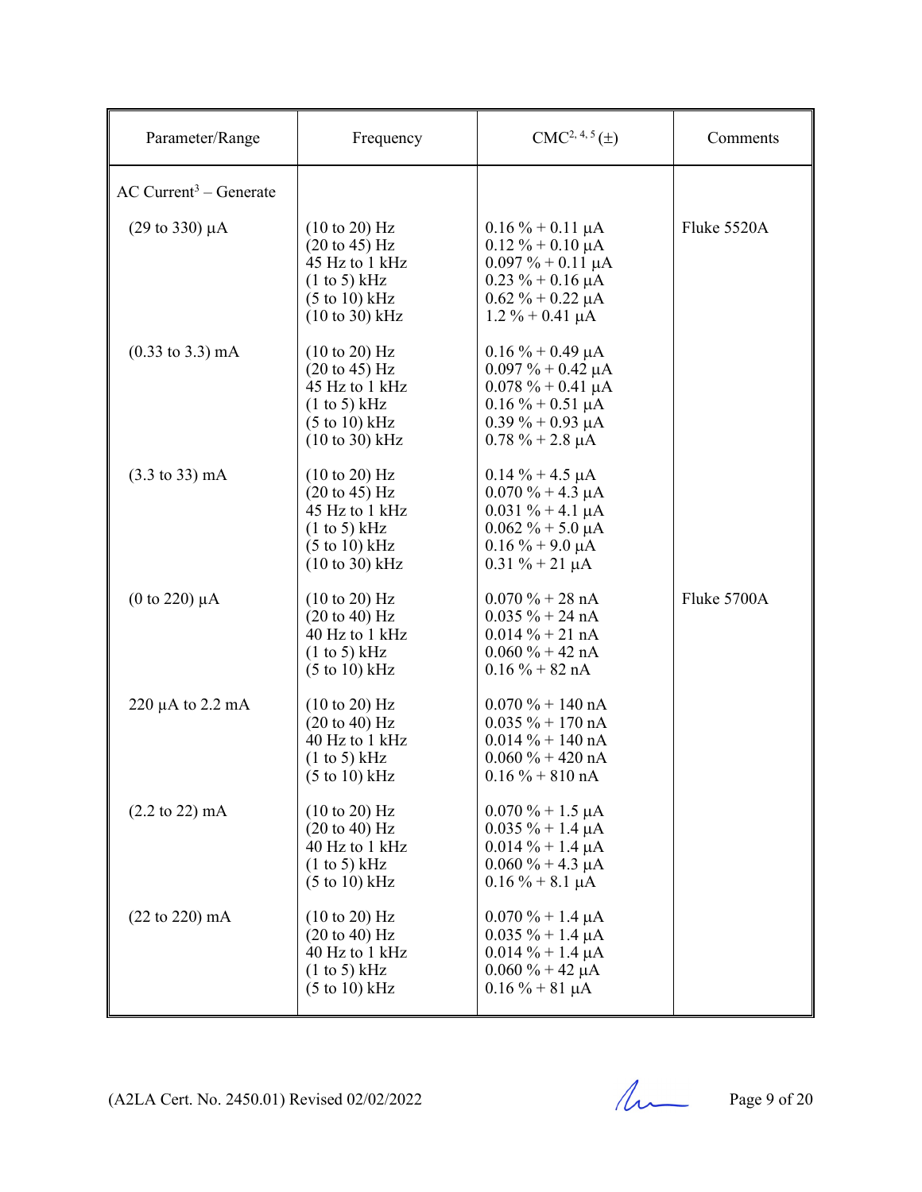| Parameter/Range | Frequency | CMC[2, 4, 5] (±) | Comments |
|---|---|---|---|
| AC Current[3] – Generate | | | |
| (29 to 330) µA | (10 to 20) Hz | 0.16 % + 0.11 µA | Fluke 5520A |
| | (20 to 45) Hz | 0.12 % + 0.10 µA | |
| | 45 Hz to 1 kHz | 0.097 % + 0.11 µA | |
| | (1 to 5) kHz | 0.23 % + 0.16 µA | |
| | (5 to 10) kHz | 0.62 % + 0.22 µA | |
| | (10 to 30) kHz | 1.2 % + 0.41 µA | |
| (0.33 to 3.3) mA | (10 to 20) Hz | 0.16 % + 0.49 µA | |
| | (20 to 45) Hz | 0.097 % + 0.42 µA | |
| | 45 Hz to 1 kHz | 0.078 % + 0.41 µA | |
| | (1 to 5) kHz | 0.16 % + 0.51 µA | |
| | (5 to 10) kHz | 0.39 % + 0.93 µA | |
| | (10 to 30) kHz | 0.78 % + 2.8 µA | |
| (3.3 to 33) mA | (10 to 20) Hz | 0.14 % + 4.5 µA | |
| | (20 to 45) Hz | 0.070 % + 4.3 µA | |
| | 45 Hz to 1 kHz | 0.031 % + 4.1 µA | |
| | (1 to 5) kHz | 0.062 % + 5.0 µA | |
| | (5 to 10) kHz | 0.16 % + 9.0 µA | |
| | (10 to 30) kHz | 0.31 % + 21 µA | |
| (0 to 220) µA | (10 to 20) Hz | 0.070 % + 28 nA | Fluke 5700A |
| | (20 to 40) Hz | 0.035 % + 24 nA | |
| | 40 Hz to 1 kHz | 0.014 % + 21 nA | |
| | (1 to 5) kHz | 0.060 % + 42 nA | |
| | (5 to 10) kHz | 0.16 % + 82 nA | |
| 220 µA to 2.2 mA | (10 to 20) Hz | 0.070 % + 140 nA | |
| | (20 to 40) Hz | 0.035 % + 170 nA | |
| | 40 Hz to 1 kHz | 0.014 % + 140 nA | |
| | (1 to 5) kHz | 0.060 % + 420 nA | |
| | (5 to 10) kHz | 0.16 % + 810 nA | |
| (2.2 to 22) mA | (10 to 20) Hz | 0.070 % + 1.5 µA | |
| | (20 to 40) Hz | 0.035 % + 1.4 µA | |
| | 40 Hz to 1 kHz | 0.014 % + 1.4 µA | |
| | (1 to 5) kHz | 0.060 % + 4.3 µA | |
| | (5 to 10) kHz | 0.16 % + 8.1 µA | |
| (22 to 220) mA | (10 to 20) Hz | 0.070 % + 1.4 µA | |
| | (20 to 40) Hz | 0.035 % + 1.4 µA | |
| | 40 Hz to 1 kHz | 0.014 % + 1.4 µA | |
| | (1 to 5) kHz | 0.060 % + 42 µA | |
| | (5 to 10) kHz | 0.16 % + 81 µA | |

(A2LA Cert. No. 2450.01) Revised 02/02/2022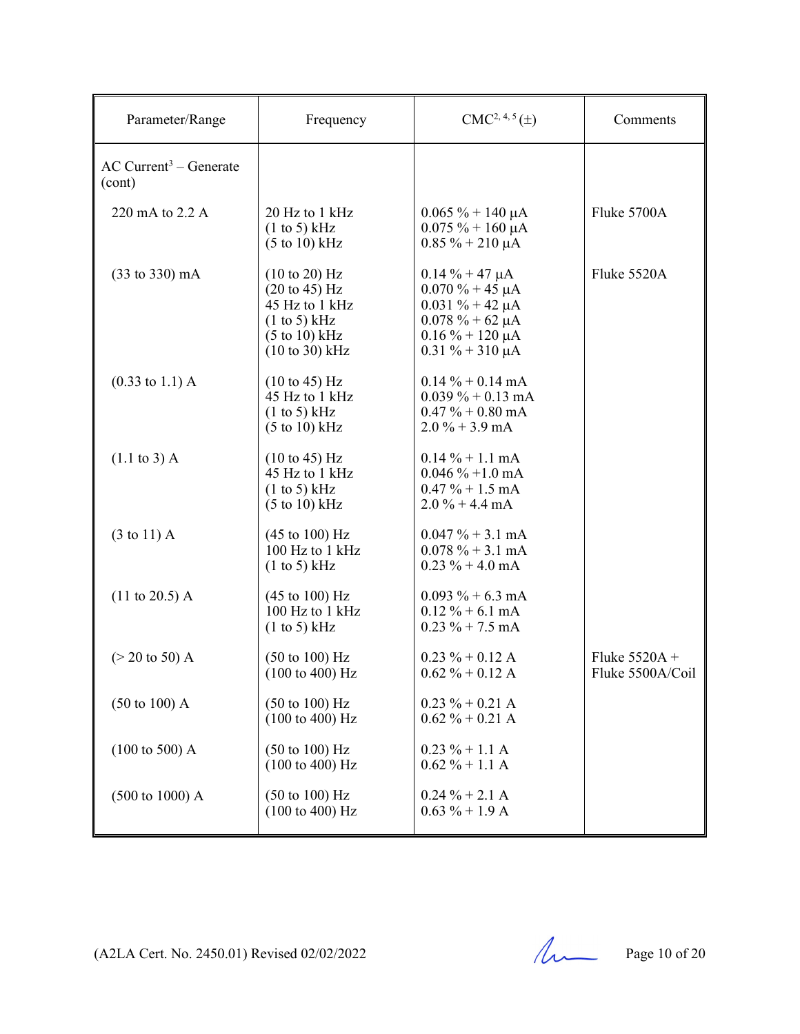| Parameter/Range | Frequency | CMC[2, 4, 5] (±) | Comments |
|---|---|---|---|
| AC Current[3] – Generate (cont) | | | |
| 220 mA to 2.2 A | 20 Hz to 1 kHz<br>(1 to 5) kHz<br>(5 to 10) kHz | 0.065 % + 140 μA<br>0.075 % + 160 μA<br>0.85 % + 210 μA | Fluke 5700A |
| (33 to 330) mA | (10 to 20) Hz<br>(20 to 45) Hz<br>45 Hz to 1 kHz<br>(1 to 5) kHz<br>(5 to 10) kHz<br>(10 to 30) kHz | 0.14 % + 47 μA<br>0.070 % + 45 μA<br>0.031 % + 42 μA<br>0.078 % + 62 μA<br>0.16 % + 120 μA<br>0.31 % + 310 μA | Fluke 5520A |
| (0.33 to 1.1) A | (10 to 45) Hz<br>45 Hz to 1 kHz<br>(1 to 5) kHz<br>(5 to 10) kHz | 0.14 % + 0.14 mA<br>0.039 % + 0.13 mA<br>0.47 % + 0.80 mA<br>2.0 % + 3.9 mA | |
| (1.1 to 3) A | (10 to 45) Hz<br>45 Hz to 1 kHz<br>(1 to 5) kHz<br>(5 to 10) kHz | 0.14 % + 1.1 mA<br>0.046 % +1.0 mA<br>0.47 % + 1.5 mA<br>2.0 % + 4.4 mA | |
| (3 to 11) A | (45 to 100) Hz<br>100 Hz to 1 kHz<br>(1 to 5) kHz | 0.047 % + 3.1 mA<br>0.078 % + 3.1 mA<br>0.23 % + 4.0 mA | |
| (11 to 20.5) A | (45 to 100) Hz<br>100 Hz to 1 kHz<br>(1 to 5) kHz | 0.093 % + 6.3 mA<br>0.12 % + 6.1 mA<br>0.23 % + 7.5 mA | |
| (> 20 to 50) A | (50 to 100) Hz<br>(100 to 400) Hz | 0.23 % + 0.12 A<br>0.62 % + 0.12 A | Fluke 5520A + Fluke 5500A/Coil |
| (50 to 100) A | (50 to 100) Hz<br>(100 to 400) Hz | 0.23 % + 0.21 A<br>0.62 % + 0.21 A | |
| (100 to 500) A | (50 to 100) Hz<br>(100 to 400) Hz | 0.23 % + 1.1 A<br>0.62 % + 1.1 A | |
| (500 to 1000) A | (50 to 100) Hz<br>(100 to 400) Hz | 0.24 % + 2.1 A<br>0.63 % + 1.9 A | |

(A2LA Cert. No. 2450.01) Revised 02/02/2022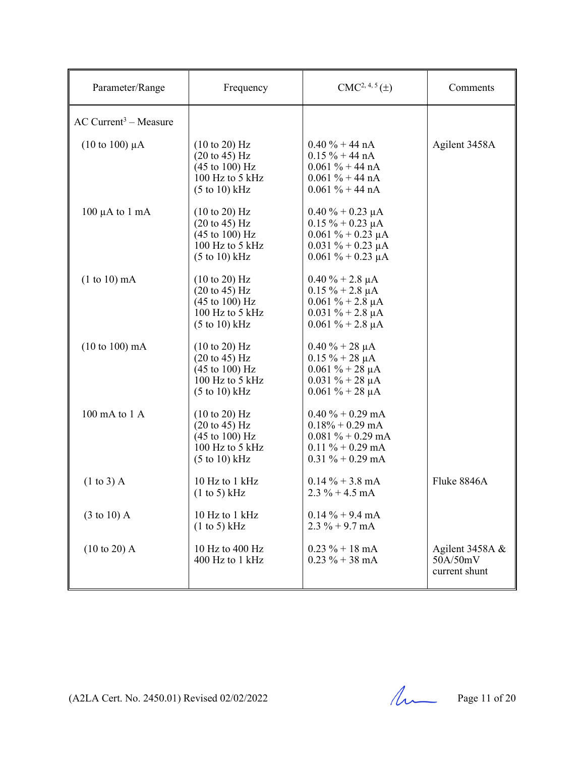| Parameter/Range | Frequency | CMC[2, 4, 5] (±) | Comments |
|---|---|---|---|
| AC Current[3] – Measure | | | |
| (10 to 100) µA | (10 to 20) Hz<br>(20 to 45) Hz<br>(45 to 100) Hz<br>100 Hz to 5 kHz<br>(5 to 10) kHz | 0.40 % + 44 nA<br>0.15 % + 44 nA<br>0.061 % + 44 nA<br>0.061 % + 44 nA<br>0.061 % + 44 nA | Agilent 3458A |
| 100 µA to 1 mA | (10 to 20) Hz<br>(20 to 45) Hz<br>(45 to 100) Hz<br>100 Hz to 5 kHz<br>(5 to 10) kHz | 0.40 % + 0.23 µA<br>0.15 % + 0.23 µA<br>0.061 % + 0.23 µA<br>0.031 % + 0.23 µA<br>0.061 % + 0.23 µA | |
| (1 to 10) mA | (10 to 20) Hz<br>(20 to 45) Hz<br>(45 to 100) Hz<br>100 Hz to 5 kHz<br>(5 to 10) kHz | 0.40 % + 2.8 µA<br>0.15 % + 2.8 µA<br>0.061 % + 2.8 µA<br>0.031 % + 2.8 µA<br>0.061 % + 2.8 µA | |
| (10 to 100) mA | (10 to 20) Hz<br>(20 to 45) Hz<br>(45 to 100) Hz<br>100 Hz to 5 kHz<br>(5 to 10) kHz | 0.40 % + 28 µA<br>0.15 % + 28 µA<br>0.061 % + 28 µA<br>0.031 % + 28 µA<br>0.061 % + 28 µA | |
| 100 mA to 1 A | (10 to 20) Hz<br>(20 to 45) Hz<br>(45 to 100) Hz<br>100 Hz to 5 kHz<br>(5 to 10) kHz | 0.40 % + 0.29 mA<br>0.18% + 0.29 mA<br>0.081 % + 0.29 mA<br>0.11 % + 0.29 mA<br>0.31 % + 0.29 mA | |
| (1 to 3) A | 10 Hz to 1 kHz<br>(1 to 5) kHz | 0.14 % + 3.8 mA<br>2.3 % + 4.5 mA | Fluke 8846A |
| (3 to 10) A | 10 Hz to 1 kHz<br>(1 to 5) kHz | 0.14 % + 9.4 mA<br>2.3 % + 9.7 mA | |
| (10 to 20) A | 10 Hz to 400 Hz<br>400 Hz to 1 kHz | 0.23 % + 18 mA<br>0.23 % + 38 mA | Agilent 3458A & 50A/50mV current shunt |

(A2LA Cert. No. 2450.01) Revised 02/02/2022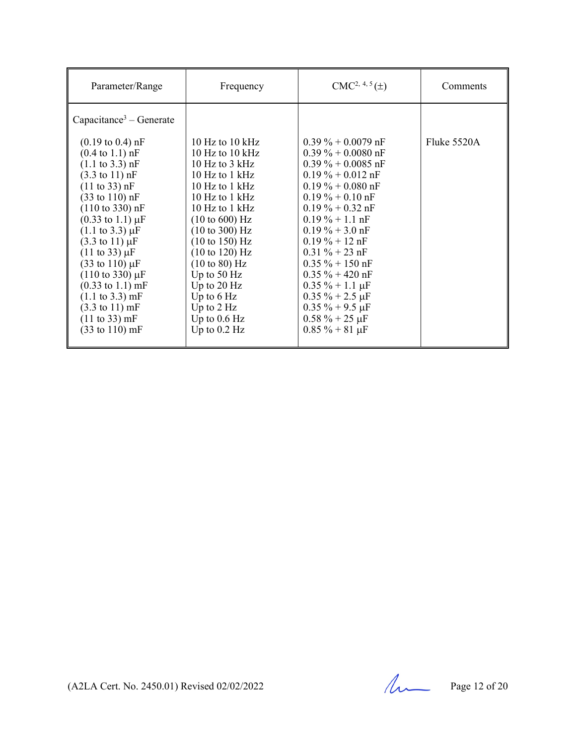| Parameter/Range | Frequency | CMC[2, 4, 5] (±) | Comments |
|---|---|---|---|
| Capacitance[3] – Generate | | | |
| (0.19 to 0.4) nF | 10 Hz to 10 kHz | 0.39 % + 0.0079 nF | Fluke 5520A |
| (0.4 to 1.1) nF | 10 Hz to 10 kHz | 0.39 % + 0.0080 nF | |
| (1.1 to 3.3) nF | 10 Hz to 3 kHz | 0.39 % + 0.0085 nF | |
| (3.3 to 11) nF | 10 Hz to 1 kHz | 0.19 % + 0.012 nF | |
| (11 to 33) nF | 10 Hz to 1 kHz | 0.19 % + 0.080 nF | |
| (33 to 110) nF | 10 Hz to 1 kHz | 0.19 % + 0.10 nF | |
| (110 to 330) nF | 10 Hz to 1 kHz | 0.19 % + 0.32 nF | |
| (0.33 to 1.1) µF | (10 to 600) Hz | 0.19 % + 1.1 nF | |
| (1.1 to 3.3) µF | (10 to 300) Hz | 0.19 % + 3.0 nF | |
| (3.3 to 11) µF | (10 to 150) Hz | 0.19 % + 12 nF | |
| (11 to 33) µF | (10 to 120) Hz | 0.31 % + 23 nF | |
| (33 to 110) µF | (10 to 80) Hz | 0.35 % + 150 nF | |
| (110 to 330) µF | Up to 50 Hz | 0.35 % + 420 nF | |
| (0.33 to 1.1) mF | Up to 20 Hz | 0.35 % + 1.1 µF | |
| (1.1 to 3.3) mF | Up to 6 Hz | 0.35 % + 2.5 µF | |
| (3.3 to 11) mF | Up to 2 Hz | 0.35 % + 9.5 µF | |
| (11 to 33) mF | Up to 0.6 Hz | 0.58 % + 25 µF | |
| (33 to 110) mF | Up to 0.2 Hz | 0.85 % + 81 µF | |

(A2LA Cert. No. 2450.01) Revised 02/02/2022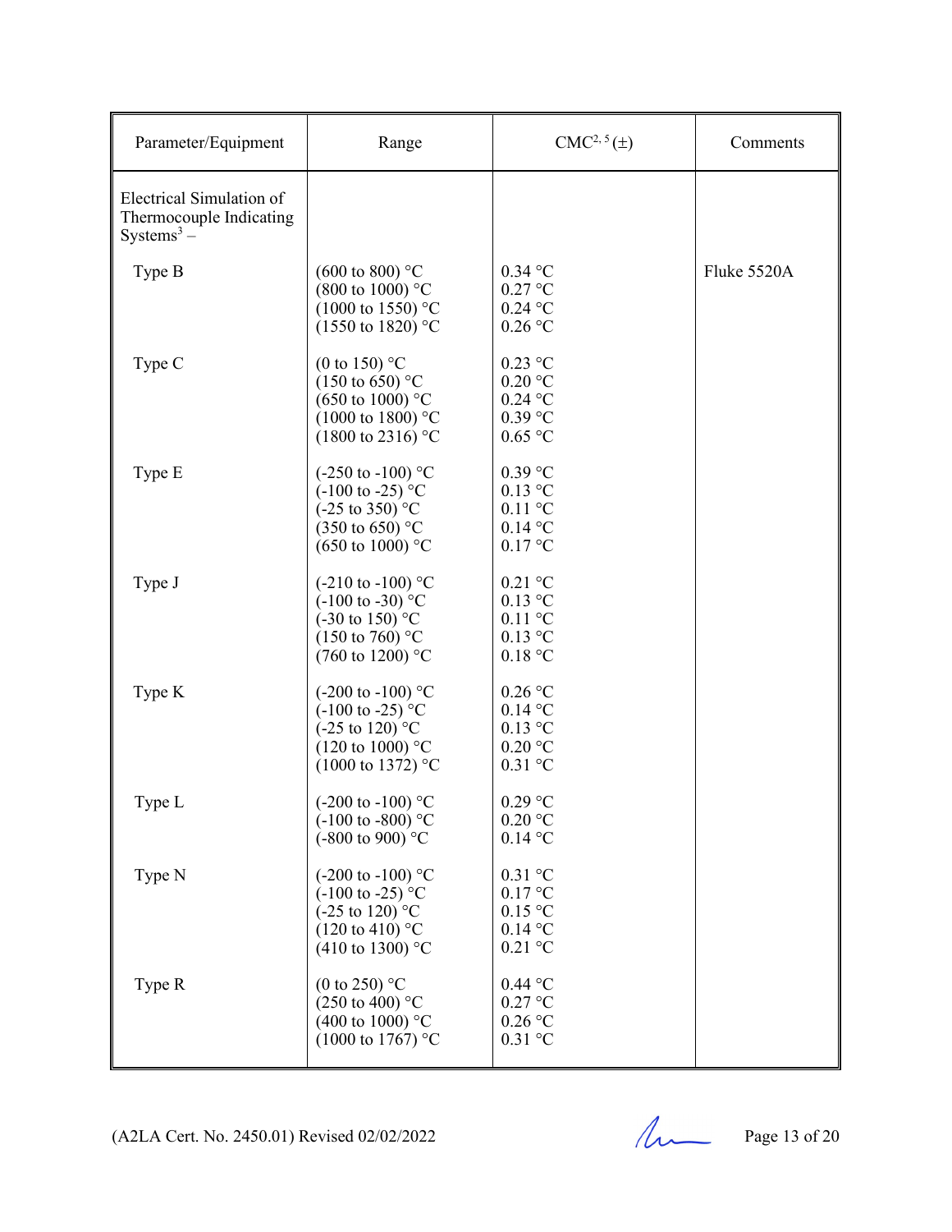| Parameter/Equipment | Range | CMC[2, 5] (±) | Comments |
|---|---|---|---|
| Electrical Simulation of Thermocouple Indicating Systems[3] – | | | |
| Type B | (600 to 800) °C<br>(800 to 1000) °C<br>(1000 to 1550) °C<br>(1550 to 1820) °C | 0.34 °C<br>0.27 °C<br>0.24 °C<br>0.26 °C | Fluke 5520A |
| Type C | (0 to 150) °C<br>(150 to 650) °C<br>(650 to 1000) °C<br>(1000 to 1800) °C<br>(1800 to 2316) °C | 0.23 °C<br>0.20 °C<br>0.24 °C<br>0.39 °C<br>0.65 °C | |
| Type E | (-250 to -100) °C<br>(-100 to -25) °C<br>(-25 to 350) °C<br>(350 to 650) °C<br>(650 to 1000) °C | 0.39 °C<br>0.13 °C<br>0.11 °C<br>0.14 °C<br>0.17 °C | |
| Type J | (-210 to -100) °C<br>(-100 to -30) °C<br>(-30 to 150) °C<br>(150 to 760) °C<br>(760 to 1200) °C | 0.21 °C<br>0.13 °C<br>0.11 °C<br>0.13 °C<br>0.18 °C | |
| Type K | (-200 to -100) °C<br>(-100 to -25) °C<br>(-25 to 120) °C<br>(120 to 1000) °C<br>(1000 to 1372) °C | 0.26 °C<br>0.14 °C<br>0.13 °C<br>0.20 °C<br>0.31 °C | |
| Type L | (-200 to -100) °C<br>(-100 to -800) °C<br>(-800 to 900) °C | 0.29 °C<br>0.20 °C<br>0.14 °C | |
| Type N | (-200 to -100) °C<br>(-100 to -25) °C<br>(-25 to 120) °C<br>(120 to 410) °C<br>(410 to 1300) °C | 0.31 °C<br>0.17 °C<br>0.15 °C<br>0.14 °C<br>0.21 °C | |
| Type R | (0 to 250) °C<br>(250 to 400) °C<br>(400 to 1000) °C<br>(1000 to 1767) °C | 0.44 °C<br>0.27 °C<br>0.26 °C<br>0.31 °C | |

(A2LA Cert. No. 2450.01) Revised 02/02/2022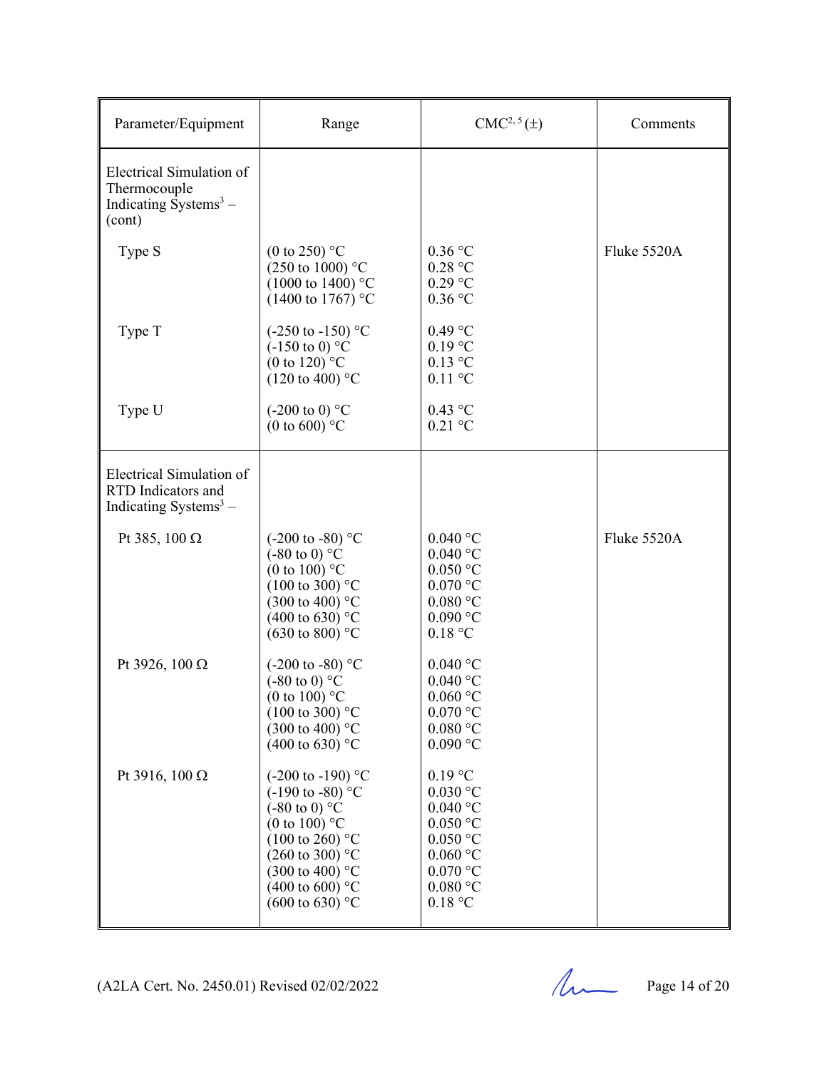| Parameter/Equipment | Range | CMC[2, 5] (±) | Comments |
|---|---|---|---|
| Electrical Simulation of Thermocouple Indicating Systems[3] – (cont) | | | |
| Type S | (0 to 250) °C<br>(250 to 1000) °C<br>(1000 to 1400) °C<br>(1400 to 1767) °C | 0.36 °C<br>0.28 °C<br>0.29 °C<br>0.36 °C | Fluke 5520A |
| Type T | (-250 to -150) °C<br>(-150 to 0) °C<br>(0 to 120) °C<br>(120 to 400) °C | 0.49 °C<br>0.19 °C<br>0.13 °C<br>0.11 °C | |
| Type U | (-200 to 0) °C<br>(0 to 600) °C | 0.43 °C<br>0.21 °C | |
| Electrical Simulation of RTD Indicators and Indicating Systems[3] – | | | |
| Pt 385, 100 Ω | (-200 to -80) °C<br>(-80 to 0) °C<br>(0 to 100) °C<br>(100 to 300) °C<br>(300 to 400) °C<br>(400 to 630) °C<br>(630 to 800) °C | 0.040 °C<br>0.040 °C<br>0.050 °C<br>0.070 °C<br>0.080 °C<br>0.090 °C<br>0.18 °C | Fluke 5520A |
| Pt 3926, 100 Ω | (-200 to -80) °C<br>(-80 to 0) °C<br>(0 to 100) °C<br>(100 to 300) °C<br>(300 to 400) °C<br>(400 to 630) °C | 0.040 °C<br>0.040 °C<br>0.060 °C<br>0.070 °C<br>0.080 °C<br>0.090 °C | |
| Pt 3916, 100 Ω | (-200 to -190) °C<br>(-190 to -80) °C<br>(-80 to 0) °C<br>(0 to 100) °C<br>(100 to 260) °C<br>(260 to 300) °C<br>(300 to 400) °C<br>(400 to 600) °C<br>(600 to 630) °C | 0.19 °C<br>0.030 °C<br>0.040 °C<br>0.050 °C<br>0.050 °C<br>0.060 °C<br>0.070 °C<br>0.080 °C<br>0.18 °C | |

(A2LA Cert. No. 2450.01) Revised 02/02/2022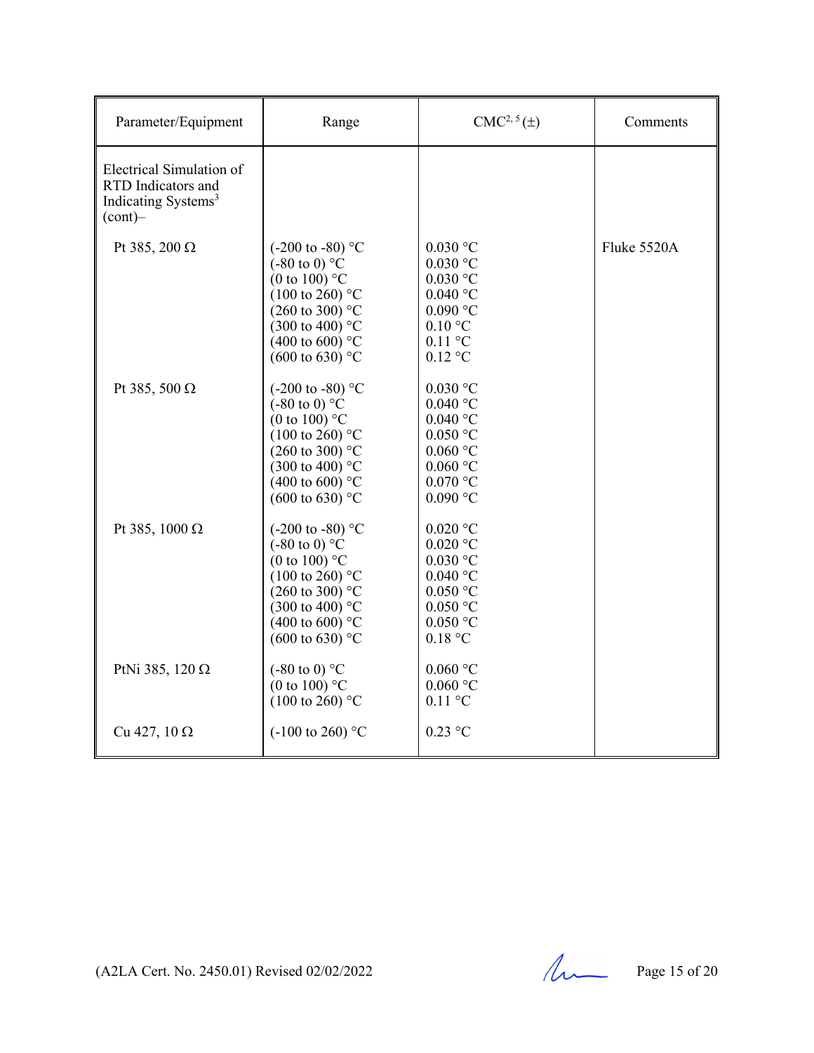| Parameter/Equipment | Range | CMC[2, 5] (±) | Comments |
|---|---|---|---|
| Electrical Simulation of RTD Indicators and Indicating Systems[3] (cont)– | | | |
| Pt 385, 200 Ω | (-200 to -80) °C<br>(-80 to 0) °C<br>(0 to 100) °C<br>(100 to 260) °C<br>(260 to 300) °C<br>(300 to 400) °C<br>(400 to 600) °C<br>(600 to 630) °C | 0.030 °C<br>0.030 °C<br>0.030 °C<br>0.040 °C<br>0.090 °C<br>0.10 °C<br>0.11 °C<br>0.12 °C | Fluke 5520A |
| Pt 385, 500 Ω | (-200 to -80) °C<br>(-80 to 0) °C<br>(0 to 100) °C<br>(100 to 260) °C<br>(260 to 300) °C<br>(300 to 400) °C<br>(400 to 600) °C<br>(600 to 630) °C | 0.030 °C<br>0.040 °C<br>0.040 °C<br>0.050 °C<br>0.060 °C<br>0.060 °C<br>0.070 °C<br>0.090 °C | |
| Pt 385, 1000 Ω | (-200 to -80) °C<br>(-80 to 0) °C<br>(0 to 100) °C<br>(100 to 260) °C<br>(260 to 300) °C<br>(300 to 400) °C<br>(400 to 600) °C<br>(600 to 630) °C | 0.020 °C<br>0.020 °C<br>0.030 °C<br>0.040 °C<br>0.050 °C<br>0.050 °C<br>0.050 °C<br>0.18 °C | |
| PtNi 385, 120 Ω | (-80 to 0) °C<br>(0 to 100) °C<br>(100 to 260) °C | 0.060 °C<br>0.060 °C<br>0.11 °C | |
| Cu 427, 10 Ω | (-100 to 260) °C | 0.23 °C | |

(A2LA Cert. No. 2450.01) Revised 02/02/2022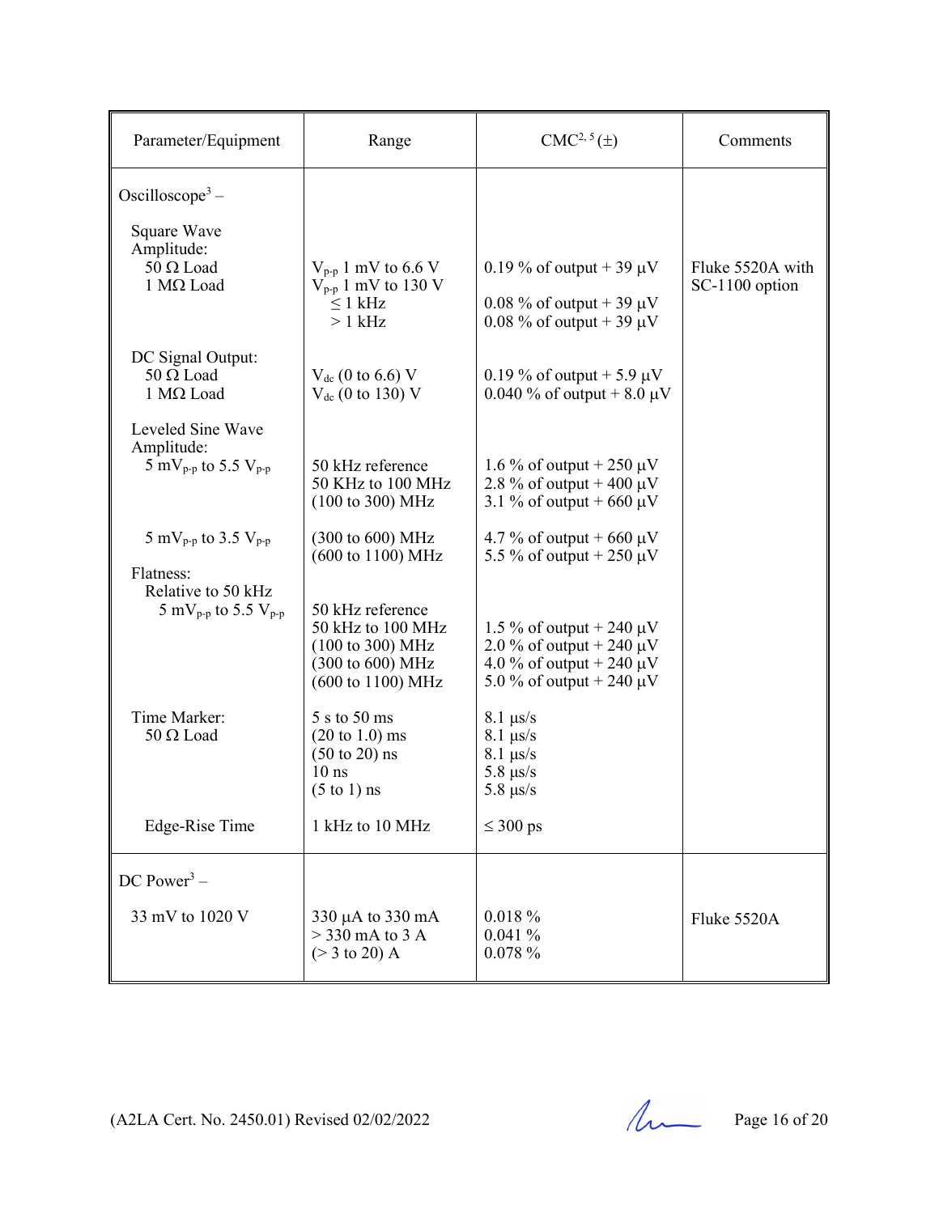| Parameter/Equipment | Range | CMC[2, 5] (±) | Comments |
|---|---|---|---|
| Oscilloscope[3] – | | | |
| Square Wave Amplitude: | | | |
| 50 Ω Load | $V_{p-p}$ 1 mV to 6.6 V | 0.19 % of output + 39 µV | Fluke 5520A with SC-1100 option |
| 1 MΩ Load | $V_{p-p}$ 1 mV to 130 V | | |
| | ≤ 1 kHz | 0.08 % of output + 39 µV | |
| | > 1 kHz | 0.08 % of output + 39 µV | |
| DC Signal Output: | | | |
| 50 Ω Load | $V_{dc}$ (0 to 6.6) V | 0.19 % of output + 5.9 µV | |
| 1 MΩ Load | $V_{dc}$ (0 to 130) V | 0.040 % of output + 8.0 µV | |
| Leveled Sine Wave Amplitude: | | | |
| 5 $mV_{p-p}$ to 5.5 $V_{p-p}$ | 50 kHz reference | 1.6 % of output + 250 µV | |
| | 50 KHz to 100 MHz | 2.8 % of output + 400 µV | |
| | (100 to 300) MHz | 3.1 % of output + 660 µV | |
| 5 $mV_{p-p}$ to 3.5 $V_{p-p}$ | (300 to 600) MHz | 4.7 % of output + 660 µV | |
| | (600 to 1100) MHz | 5.5 % of output + 250 µV | |
| Flatness: | | | |
| Relative to 50 kHz | | | |
| 5 $mV_{p-p}$ to 5.5 $V_{p-p}$ | 50 kHz reference | | |
| | 50 kHz to 100 MHz | 1.5 % of output + 240 µV | |
| | (100 to 300) MHz | 2.0 % of output + 240 µV | |
| | (300 to 600) MHz | 4.0 % of output + 240 µV | |
| | (600 to 1100) MHz | 5.0 % of output + 240 µV | |
| Time Marker: | | | |
| 50 Ω Load | 5 s to 50 ms | 8.1 µs/s | |
| | (20 to 1.0) ms | 8.1 µs/s | |
| | (50 to 20) ns | 8.1 µs/s | |
| | 10 ns | 5.8 µs/s | |
| | (5 to 1) ns | 5.8 µs/s | |
| Edge-Rise Time | 1 kHz to 10 MHz | ≤ 300 ps | |
| DC Power[3] – | | | |
| 33 mV to 1020 V | 330 µA to 330 mA | 0.018 % | Fluke 5520A |
| | > 330 mA to 3 A | 0.041 % | |
| | (> 3 to 20) A | 0.078 % | |

(A2LA Cert. No. 2450.01) Revised 02/02/2022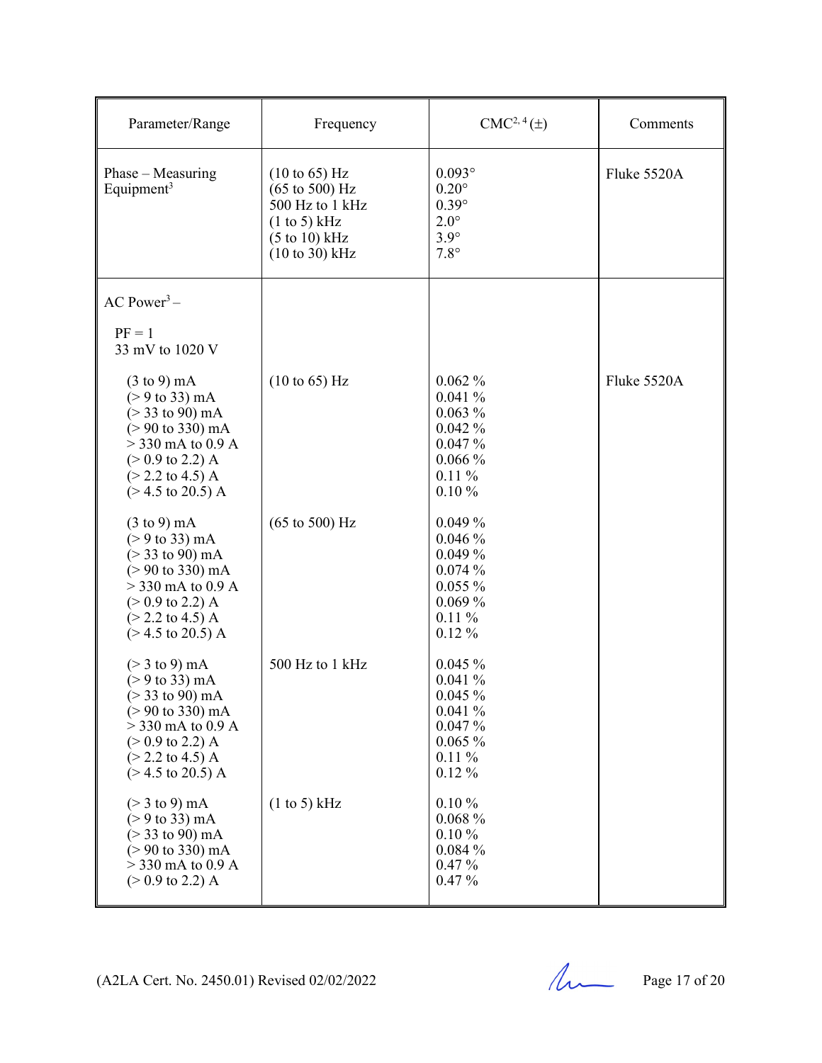| Parameter/Range | Frequency | CMC[2, 4] (±) | Comments |
|---|---|---|---|
| Phase – Measuring Equipment[3] | (10 to 65) Hz<br>(65 to 500) Hz<br>500 Hz to 1 kHz<br>(1 to 5) kHz<br>(5 to 10) kHz<br>(10 to 30) kHz | 0.093°<br>0.20°<br>0.39°<br>2.0°<br>3.9°<br>7.8° | Fluke 5520A |
| AC Power[3] –<br><br>PF = 1<br>33 mV to 1020 V | | | |
| (3 to 9) mA<br>(> 9 to 33) mA<br>(> 33 to 90) mA<br>(> 90 to 330) mA<br>> 330 mA to 0.9 A<br>(> 0.9 to 2.2) A<br>(> 2.2 to 4.5) A<br>(> 4.5 to 20.5) A | (10 to 65) Hz | 0.062 %<br>0.041 %<br>0.063 %<br>0.042 %<br>0.047 %<br>0.066 %<br>0.11 %<br>0.10 % | Fluke 5520A |
| (3 to 9) mA<br>(> 9 to 33) mA<br>(> 33 to 90) mA<br>(> 90 to 330) mA<br>> 330 mA to 0.9 A<br>(> 0.9 to 2.2) A<br>(> 2.2 to 4.5) A<br>(> 4.5 to 20.5) A | (65 to 500) Hz | 0.049 %<br>0.046 %<br>0.049 %<br>0.074 %<br>0.055 %<br>0.069 %<br>0.11 %<br>0.12 % | |
| (> 3 to 9) mA<br>(> 9 to 33) mA<br>(> 33 to 90) mA<br>(> 90 to 330) mA<br>> 330 mA to 0.9 A<br>(> 0.9 to 2.2) A<br>(> 2.2 to 4.5) A<br>(> 4.5 to 20.5) A | 500 Hz to 1 kHz | 0.045 %<br>0.041 %<br>0.045 %<br>0.041 %<br>0.047 %<br>0.065 %<br>0.11 %<br>0.12 % | |
| (> 3 to 9) mA<br>(> 9 to 33) mA<br>(> 33 to 90) mA<br>(> 90 to 330) mA<br>> 330 mA to 0.9 A<br>(> 0.9 to 2.2) A | (1 to 5) kHz | 0.10 %<br>0.068 %<br>0.10 %<br>0.084 %<br>0.47 %<br>0.47 % | |

(A2LA Cert. No. 2450.01) Revised 02/02/2022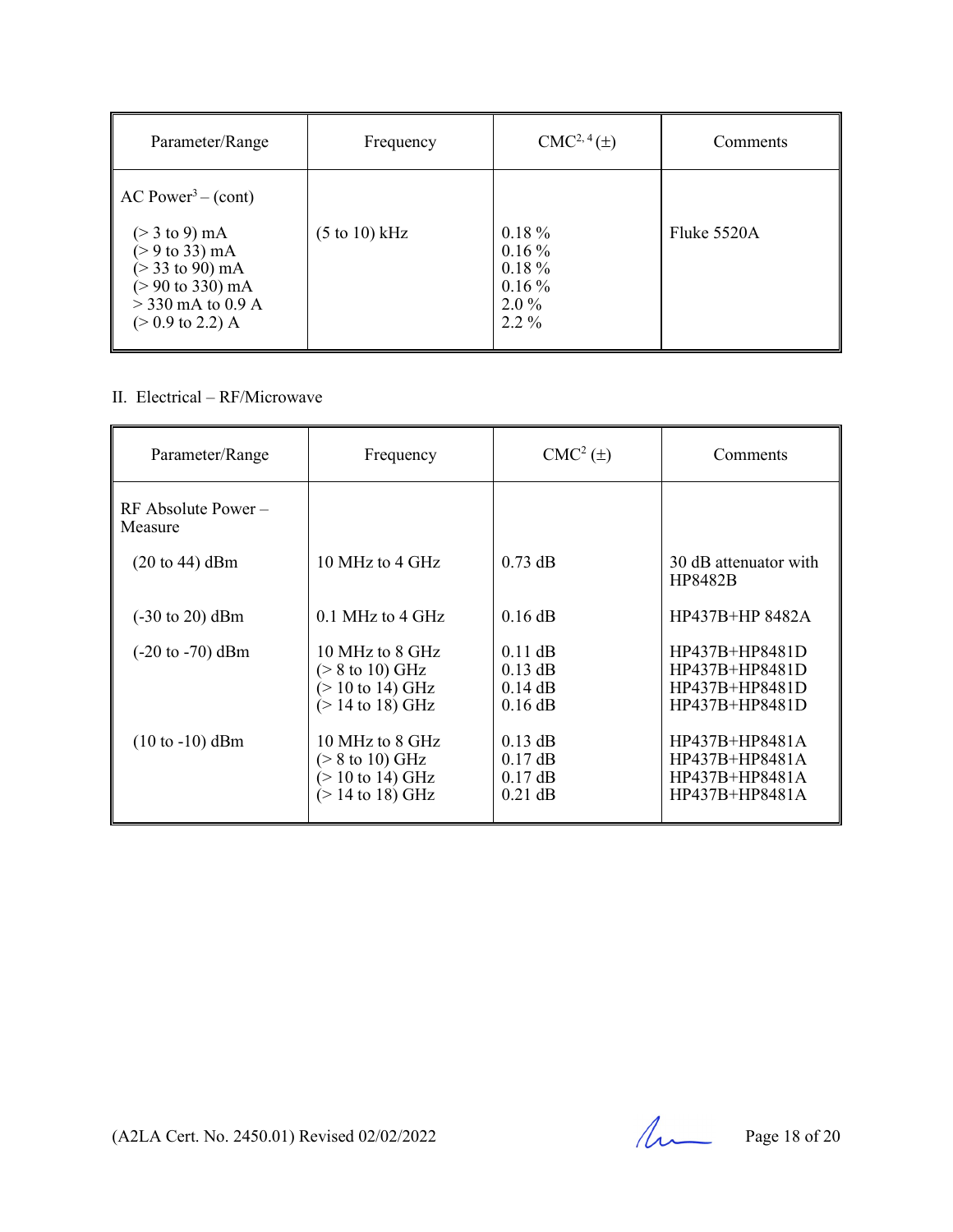| Parameter/Range | Frequency | CMC[2, 4] (±) | Comments |
|---|---|---|---|
| AC Power[3] – (cont) | | | |
| (> 3 to 9) mA<br>(> 9 to 33) mA<br>(> 33 to 90) mA<br>(> 90 to 330) mA<br>> 330 mA to 0.9 A<br>(> 0.9 to 2.2) A | (5 to 10) kHz | 0.18 %<br>0.16 %<br>0.18 %<br>0.16 %<br>2.0 %<br>2.2 % | Fluke 5520A |

II. Electrical – RF/Microwave

| Parameter/Range | Frequency | CMC[2] (±) | Comments |
|---|---|---|---|
| RF Absolute Power – Measure | | | |
| (20 to 44) dBm | 10 MHz to 4 GHz | 0.73 dB | 30 dB attenuator with HP8482B |
| (-30 to 20) dBm | 0.1 MHz to 4 GHz | 0.16 dB | HP437B+HP 8482A |
| (-20 to -70) dBm | 10 MHz to 8 GHz<br>(> 8 to 10) GHz<br>(> 10 to 14) GHz<br>(> 14 to 18) GHz | 0.11 dB<br>0.13 dB<br>0.14 dB<br>0.16 dB | HP437B+HP8481D<br>HP437B+HP8481D<br>HP437B+HP8481D<br>HP437B+HP8481D |
| (10 to -10) dBm | 10 MHz to 8 GHz<br>(> 8 to 10) GHz<br>(> 10 to 14) GHz<br>(> 14 to 18) GHz | 0.13 dB<br>0.17 dB<br>0.17 dB<br>0.21 dB | HP437B+HP8481A<br>HP437B+HP8481A<br>HP437B+HP8481A<br>HP437B+HP8481A |

(A2LA Cert. No. 2450.01) Revised 02/02/2022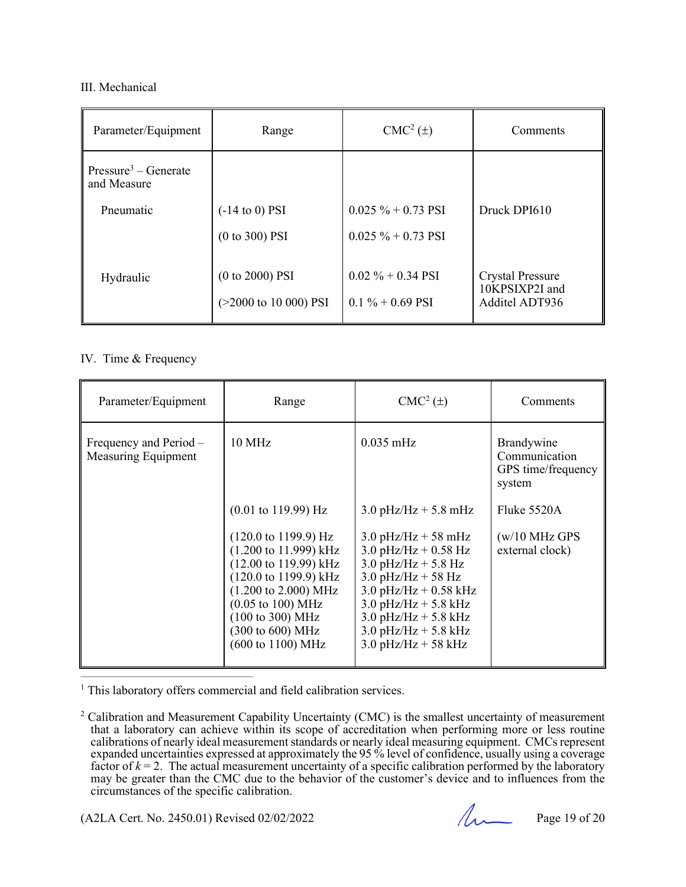III. Mechanical

| Parameter/Equipment | Range | CMC[2] (±) | Comments |
|---|---|---|---|
| Pressure[3] – Generate and Measure | | | |
| Pneumatic | (-14 to 0) PSI | 0.025 % + 0.73 PSI | Druck DPI610 |
| | (0 to 300) PSI | 0.025 % + 0.73 PSI | |
| Hydraulic | (0 to 2000) PSI | 0.02 % + 0.34 PSI | Crystal Pressure 10KPSIXP2I and Additel ADT936 |
| | (>2000 to 10 000) PSI | 0.1 % + 0.69 PSI | |

IV. Time & Frequency

| Parameter/Equipment | Range | CMC[2] (±) | Comments |
|---|---|---|---|
| Frequency and Period – Measuring Equipment | 10 MHz | 0.035 mHz | Brandywine Communication GPS time/frequency system |
| | (0.01 to 119.99) Hz | 3.0 pHz/Hz + 5.8 mHz | Fluke 5520A |
| | (120.0 to 1199.9) Hz | 3.0 pHz/Hz + 58 mHz | (w/10 MHz GPS external clock) |
| | (1.200 to 11.999) kHz | 3.0 pHz/Hz + 0.58 Hz | |
| | (12.00 to 119.99) kHz | 3.0 pHz/Hz + 5.8 Hz | |
| | (120.0 to 1199.9) kHz | 3.0 pHz/Hz + 58 Hz | |
| | (1.200 to 2.000) MHz | 3.0 pHz/Hz + 0.58 kHz | |
| | (0.05 to 100) MHz | 3.0 pHz/Hz + 5.8 kHz | |
| | (100 to 300) MHz | 3.0 pHz/Hz + 5.8 kHz | |
| | (300 to 600) MHz | 3.0 pHz/Hz + 5.8 kHz | |
| | (600 to 1100) MHz | 3.0 pHz/Hz + 58 kHz | |

[1] This laboratory offers commercial and field calibration services.

[2] Calibration and Measurement Capability Uncertainty (CMC) is the smallest uncertainty of measurement that a laboratory can achieve within its scope of accreditation when performing more or less routine calibrations of nearly ideal measurement standards or nearly ideal measuring equipment. CMCs represent expanded uncertainties expressed at approximately the 95 % level of confidence, usually using a coverage factor of $k = 2$. The actual measurement uncertainty of a specific calibration performed by the laboratory may be greater than the CMC due to the behavior of the customer's device and to influences from the circumstances of the specific calibration.

(A2LA Cert. No. 2450.01) Revised 02/02/2022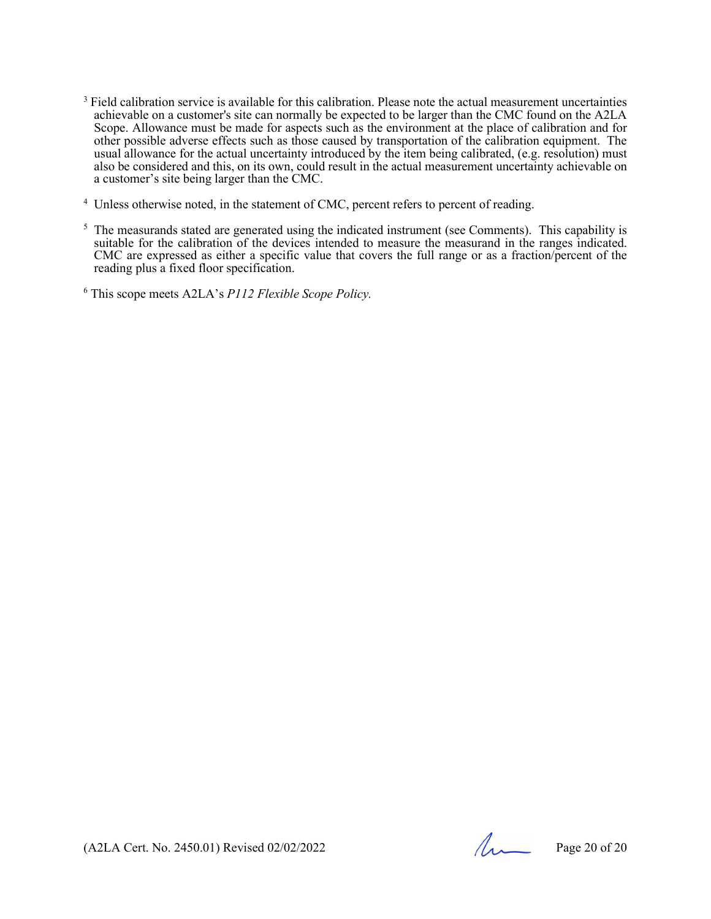[3] Field calibration service is available for this calibration. Please note the actual measurement uncertainties achievable on a customer's site can normally be expected to be larger than the CMC found on the A2LA Scope. Allowance must be made for aspects such as the environment at the place of calibration and for other possible adverse effects such as those caused by transportation of the calibration equipment. The usual allowance for the actual uncertainty introduced by the item being calibrated, (e.g. resolution) must also be considered and this, on its own, could result in the actual measurement uncertainty achievable on a customer's site being larger than the CMC.

[4] Unless otherwise noted, in the statement of CMC, percent refers to percent of reading.

[5] The measurands stated are generated using the indicated instrument (see Comments). This capability is suitable for the calibration of the devices intended to measure the measurand in the ranges indicated. CMC are expressed as either a specific value that covers the full range or as a fraction/percent of the reading plus a fixed floor specification.

[6] This scope meets A2LA's *P112 Flexible Scope Policy.*

(A2LA Cert. No. 2450.01) Revised 02/02/2022